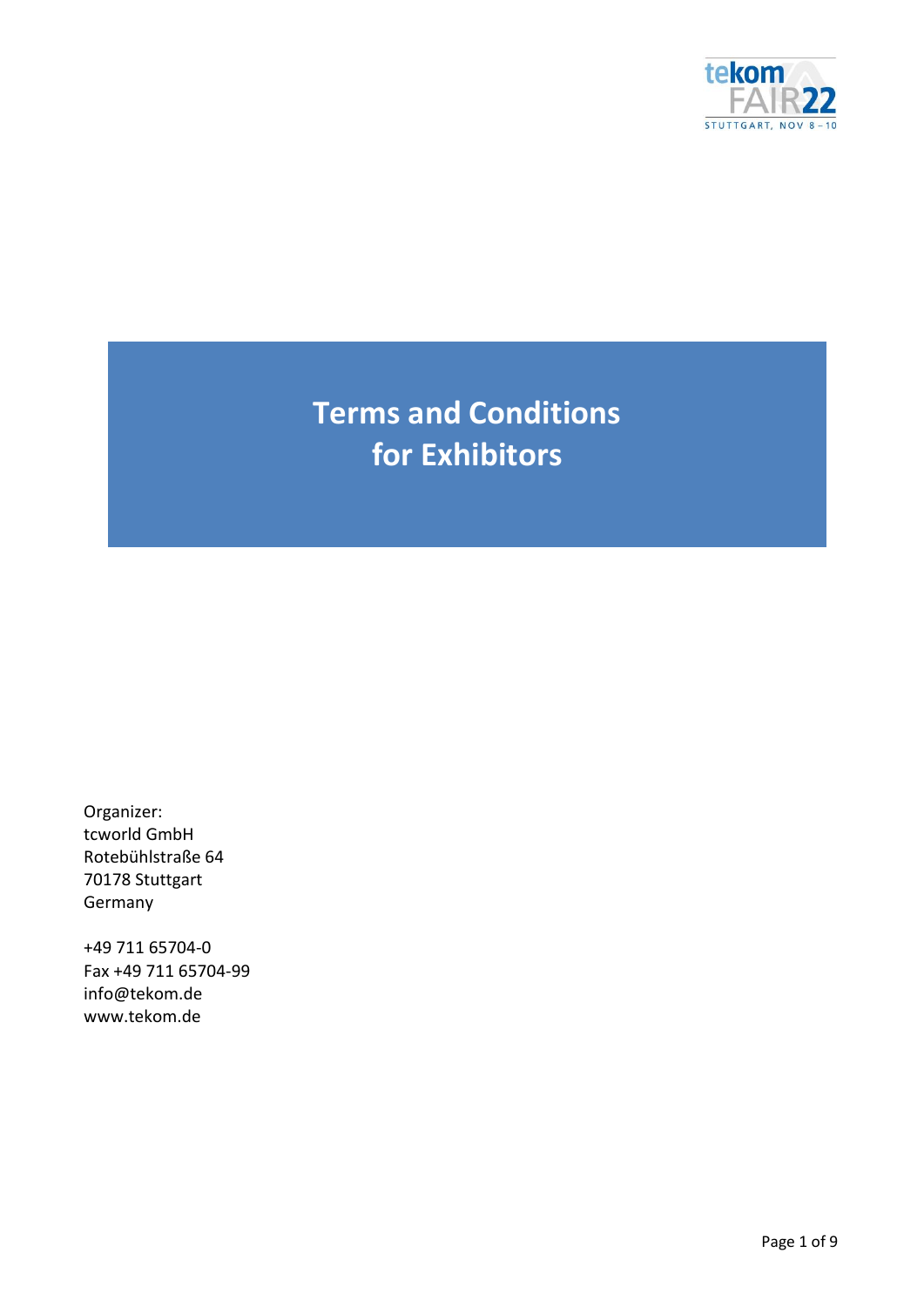tekom FAIR22
STUTTGART, NOV 8 – 10

# Terms and Conditions for Exhibitors

Organizer:
tcworld GmbH
Rotebühlstraße 64
70178 Stuttgart
Germany

+49 711 65704-0
Fax +49 711 65704-99
info@tekom.de
www.tekom.de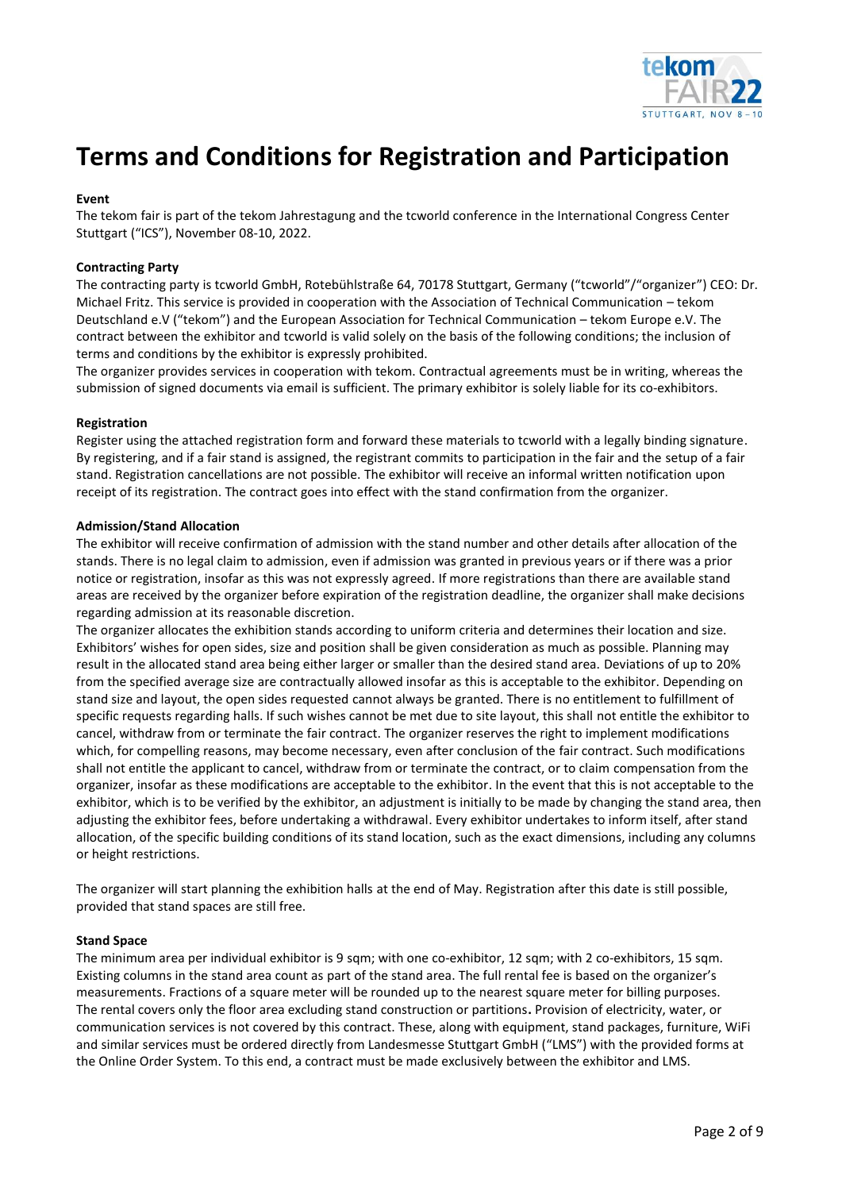# Terms and Conditions for Registration and Participation

**Event**

The tekom fair is part of the tekom Jahrestagung and the tcworld conference in the International Congress Center Stuttgart ("ICS"), November 08-10, 2022.

**Contracting Party**

The contracting party is tcworld GmbH, Rotebühlstraße 64, 70178 Stuttgart, Germany ("tcworld"/"organizer") CEO: Dr. Michael Fritz. This service is provided in cooperation with the Association of Technical Communication – tekom Deutschland e.V ("tekom") and the European Association for Technical Communication – tekom Europe e.V. The contract between the exhibitor and tcworld is valid solely on the basis of the following conditions; the inclusion of terms and conditions by the exhibitor is expressly prohibited.

The organizer provides services in cooperation with tekom. Contractual agreements must be in writing, whereas the submission of signed documents via email is sufficient. The primary exhibitor is solely liable for its co-exhibitors.

**Registration**

Register using the attached registration form and forward these materials to tcworld with a legally binding signature. By registering, and if a fair stand is assigned, the registrant commits to participation in the fair and the setup of a fair stand. Registration cancellations are not possible. The exhibitor will receive an informal written notification upon receipt of its registration. The contract goes into effect with the stand confirmation from the organizer.

**Admission/Stand Allocation**

The exhibitor will receive confirmation of admission with the stand number and other details after allocation of the stands. There is no legal claim to admission, even if admission was granted in previous years or if there was a prior notice or registration, insofar as this was not expressly agreed. If more registrations than there are available stand areas are received by the organizer before expiration of the registration deadline, the organizer shall make decisions regarding admission at its reasonable discretion.

The organizer allocates the exhibition stands according to uniform criteria and determines their location and size. Exhibitors' wishes for open sides, size and position shall be given consideration as much as possible. Planning may result in the allocated stand area being either larger or smaller than the desired stand area. Deviations of up to 20% from the specified average size are contractually allowed insofar as this is acceptable to the exhibitor. Depending on stand size and layout, the open sides requested cannot always be granted. There is no entitlement to fulfillment of specific requests regarding halls. If such wishes cannot be met due to site layout, this shall not entitle the exhibitor to cancel, withdraw from or terminate the fair contract. The organizer reserves the right to implement modifications which, for compelling reasons, may become necessary, even after conclusion of the fair contract. Such modifications shall not entitle the applicant to cancel, withdraw from or terminate the contract, or to claim compensation from the organizer, insofar as these modifications are acceptable to the exhibitor. In the event that this is not acceptable to the exhibitor, which is to be verified by the exhibitor, an adjustment is initially to be made by changing the stand area, then adjusting the exhibitor fees, before undertaking a withdrawal. Every exhibitor undertakes to inform itself, after stand allocation, of the specific building conditions of its stand location, such as the exact dimensions, including any columns or height restrictions.

The organizer will start planning the exhibition halls at the end of May. Registration after this date is still possible, provided that stand spaces are still free.

**Stand Space**

The minimum area per individual exhibitor is 9 sqm; with one co-exhibitor, 12 sqm; with 2 co-exhibitors, 15 sqm. Existing columns in the stand area count as part of the stand area. The full rental fee is based on the organizer's measurements. Fractions of a square meter will be rounded up to the nearest square meter for billing purposes. The rental covers only the floor area excluding stand construction or partitions**.** Provision of electricity, water, or communication services is not covered by this contract. These, along with equipment, stand packages, furniture, WiFi and similar services must be ordered directly from Landesmesse Stuttgart GmbH ("LMS") with the provided forms at the Online Order System. To this end, a contract must be made exclusively between the exhibitor and LMS.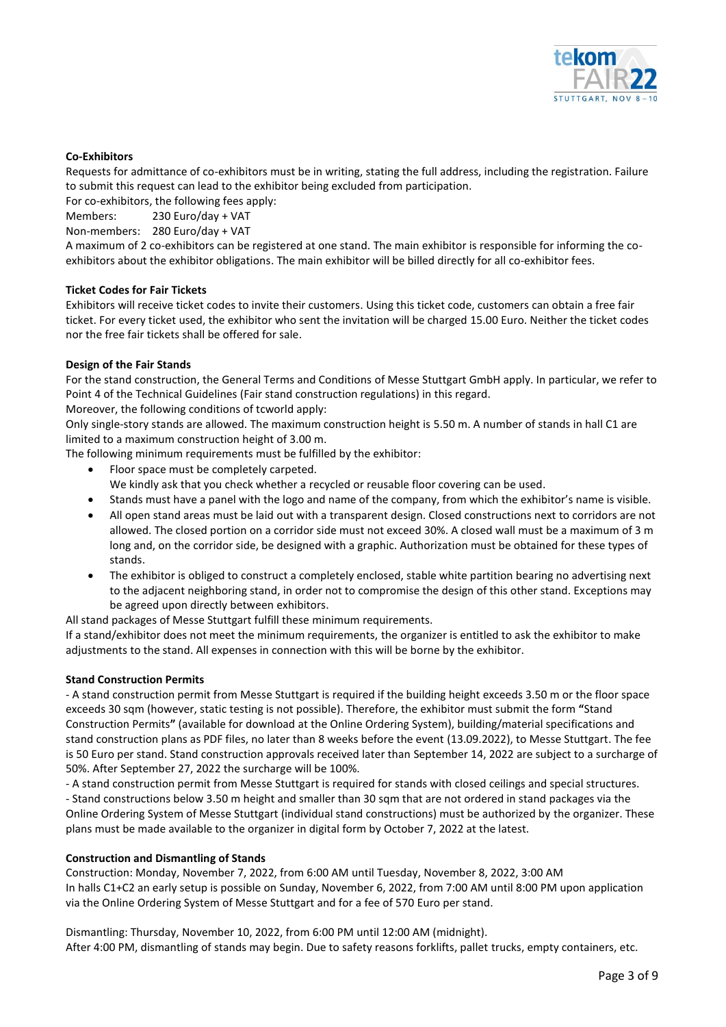**Co-Exhibitors**

Requests for admittance of co-exhibitors must be in writing, stating the full address, including the registration. Failure to submit this request can lead to the exhibitor being excluded from participation.

For co-exhibitors, the following fees apply:

Members: 230 Euro/day + VAT

Non-members: 280 Euro/day + VAT

A maximum of 2 co-exhibitors can be registered at one stand. The main exhibitor is responsible for informing the co-exhibitors about the exhibitor obligations. The main exhibitor will be billed directly for all co-exhibitor fees.

**Ticket Codes for Fair Tickets**

Exhibitors will receive ticket codes to invite their customers. Using this ticket code, customers can obtain a free fair ticket. For every ticket used, the exhibitor who sent the invitation will be charged 15.00 Euro. Neither the ticket codes nor the free fair tickets shall be offered for sale.

**Design of the Fair Stands**

For the stand construction, the General Terms and Conditions of Messe Stuttgart GmbH apply. In particular, we refer to Point 4 of the Technical Guidelines (Fair stand construction regulations) in this regard.

Moreover, the following conditions of tcworld apply:

Only single-story stands are allowed. The maximum construction height is 5.50 m. A number of stands in hall C1 are limited to a maximum construction height of 3.00 m.

The following minimum requirements must be fulfilled by the exhibitor:

- Floor space must be completely carpeted.
  We kindly ask that you check whether a recycled or reusable floor covering can be used.
- Stands must have a panel with the logo and name of the company, from which the exhibitor's name is visible.
- All open stand areas must be laid out with a transparent design. Closed constructions next to corridors are not allowed. The closed portion on a corridor side must not exceed 30%. A closed wall must be a maximum of 3 m long and, on the corridor side, be designed with a graphic. Authorization must be obtained for these types of stands.
- The exhibitor is obliged to construct a completely enclosed, stable white partition bearing no advertising next to the adjacent neighboring stand, in order not to compromise the design of this other stand. Exceptions may be agreed upon directly between exhibitors.

All stand packages of Messe Stuttgart fulfill these minimum requirements.

If a stand/exhibitor does not meet the minimum requirements, the organizer is entitled to ask the exhibitor to make adjustments to the stand. All expenses in connection with this will be borne by the exhibitor.

**Stand Construction Permits**

- A stand construction permit from Messe Stuttgart is required if the building height exceeds 3.50 m or the floor space exceeds 30 sqm (however, static testing is not possible). Therefore, the exhibitor must submit the form **"**Stand Construction Permits**"** (available for download at the Online Ordering System), building/material specifications and stand construction plans as PDF files, no later than 8 weeks before the event (13.09.2022), to Messe Stuttgart. The fee is 50 Euro per stand. Stand construction approvals received later than September 14, 2022 are subject to a surcharge of 50%. After September 27, 2022 the surcharge will be 100%.

- A stand construction permit from Messe Stuttgart is required for stands with closed ceilings and special structures.

- Stand constructions below 3.50 m height and smaller than 30 sqm that are not ordered in stand packages via the Online Ordering System of Messe Stuttgart (individual stand constructions) must be authorized by the organizer. These plans must be made available to the organizer in digital form by October 7, 2022 at the latest.

**Construction and Dismantling of Stands**

Construction: Monday, November 7, 2022, from 6:00 AM until Tuesday, November 8, 2022, 3:00 AM

In halls C1+C2 an early setup is possible on Sunday, November 6, 2022, from 7:00 AM until 8:00 PM upon application via the Online Ordering System of Messe Stuttgart and for a fee of 570 Euro per stand.

Dismantling: Thursday, November 10, 2022, from 6:00 PM until 12:00 AM (midnight).

After 4:00 PM, dismantling of stands may begin. Due to safety reasons forklifts, pallet trucks, empty containers, etc.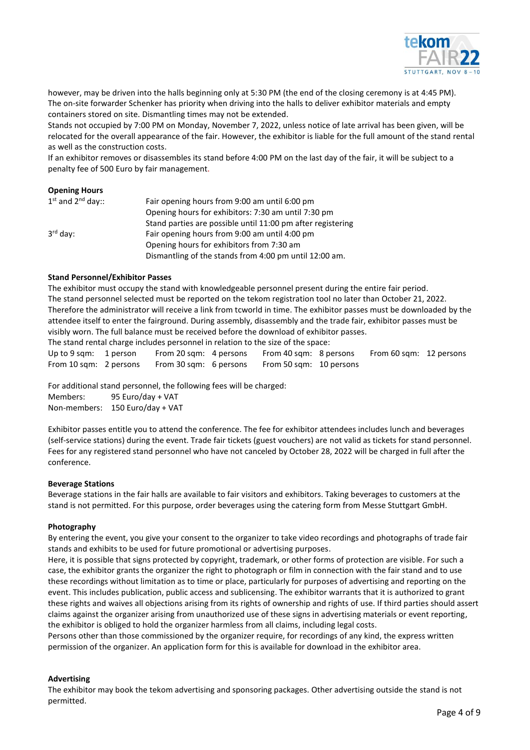however, may be driven into the halls beginning only at 5:30 PM (the end of the closing ceremony is at 4:45 PM). The on-site forwarder Schenker has priority when driving into the halls to deliver exhibitor materials and empty containers stored on site. Dismantling times may not be extended.
Stands not occupied by 7:00 PM on Monday, November 7, 2022, unless notice of late arrival has been given, will be relocated for the overall appearance of the fair. However, the exhibitor is liable for the full amount of the stand rental as well as the construction costs.
If an exhibitor removes or disassembles its stand before 4:00 PM on the last day of the fair, it will be subject to a penalty fee of 500 Euro by fair management.

**Opening Hours**

| | |
|---|---|
| 1st and 2nd day:: | Fair opening hours from 9:00 am until 6:00 pm |
| | Opening hours for exhibitors: 7:30 am until 7:30 pm |
| | Stand parties are possible until 11:00 pm after registering |
| 3rd day: | Fair opening hours from 9:00 am until 4:00 pm |
| | Opening hours for exhibitors from 7:30 am |
| | Dismantling of the stands from 4:00 pm until 12:00 am. |

**Stand Personnel/Exhibitor Passes**

The exhibitor must occupy the stand with knowledgeable personnel present during the entire fair period.
The stand personnel selected must be reported on the tekom registration tool no later than October 21, 2022. Therefore the administrator will receive a link from tcworld in time. The exhibitor passes must be downloaded by the attendee itself to enter the fairground. During assembly, disassembly and the trade fair, exhibitor passes must be visibly worn. The full balance must be received before the download of exhibitor passes.
The stand rental charge includes personnel in relation to the size of the space:

| | | | | | | | |
|---|---|---|---|---|---|---|---|
| Up to 9 sqm: | 1 person | From 20 sqm: | 4 persons | From 40 sqm: | 8 persons | From 60 sqm: | 12 persons |
| From 10 sqm: | 2 persons | From 30 sqm: | 6 persons | From 50 sqm: | 10 persons | | |

For additional stand personnel, the following fees will be charged:
Members: 95 Euro/day + VAT
Non-members: 150 Euro/day + VAT

Exhibitor passes entitle you to attend the conference. The fee for exhibitor attendees includes lunch and beverages (self-service stations) during the event. Trade fair tickets (guest vouchers) are not valid as tickets for stand personnel. Fees for any registered stand personnel who have not canceled by October 28, 2022 will be charged in full after the conference.

**Beverage Stations**

Beverage stations in the fair halls are available to fair visitors and exhibitors. Taking beverages to customers at the stand is not permitted. For this purpose, order beverages using the catering form from Messe Stuttgart GmbH.

**Photography**

By entering the event, you give your consent to the organizer to take video recordings and photographs of trade fair stands and exhibits to be used for future promotional or advertising purposes.
Here, it is possible that signs protected by copyright, trademark, or other forms of protection are visible. For such a case, the exhibitor grants the organizer the right to photograph or film in connection with the fair stand and to use these recordings without limitation as to time or place, particularly for purposes of advertising and reporting on the event. This includes publication, public access and sublicensing. The exhibitor warrants that it is authorized to grant these rights and waives all objections arising from its rights of ownership and rights of use. If third parties should assert claims against the organizer arising from unauthorized use of these signs in advertising materials or event reporting, the exhibitor is obliged to hold the organizer harmless from all claims, including legal costs.
Persons other than those commissioned by the organizer require, for recordings of any kind, the express written permission of the organizer. An application form for this is available for download in the exhibitor area.

**Advertising**

The exhibitor may book the tekom advertising and sponsoring packages. Other advertising outside the stand is not permitted.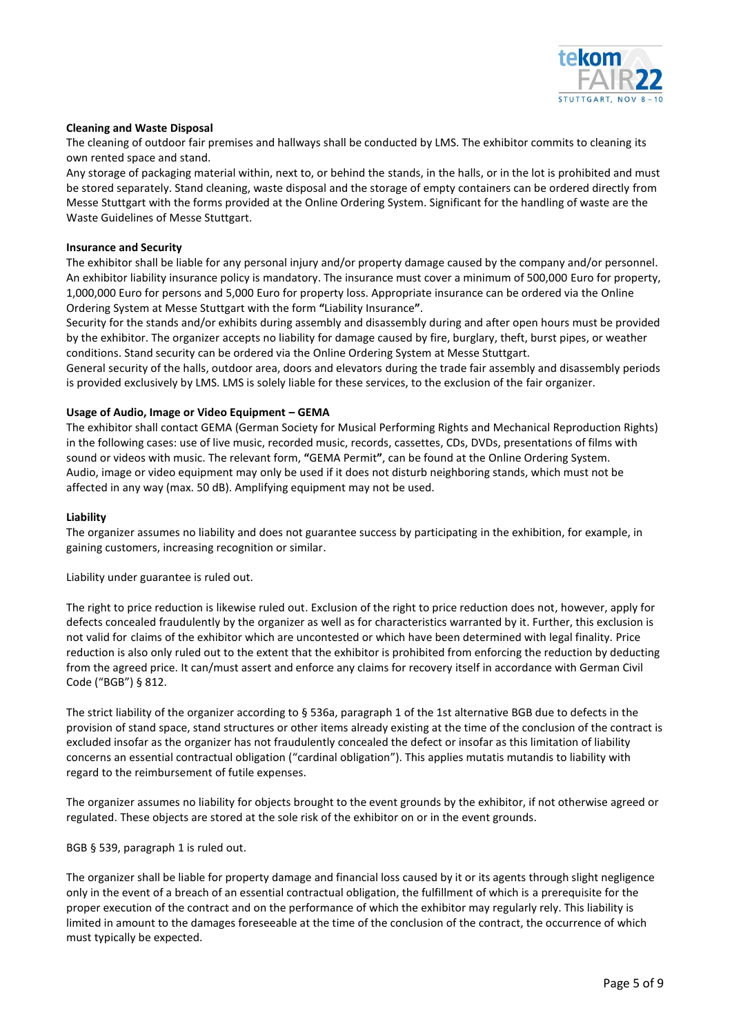**Cleaning and Waste Disposal**

The cleaning of outdoor fair premises and hallways shall be conducted by LMS. The exhibitor commits to cleaning its own rented space and stand.

Any storage of packaging material within, next to, or behind the stands, in the halls, or in the lot is prohibited and must be stored separately. Stand cleaning, waste disposal and the storage of empty containers can be ordered directly from Messe Stuttgart with the forms provided at the Online Ordering System. Significant for the handling of waste are the Waste Guidelines of Messe Stuttgart.

**Insurance and Security**

The exhibitor shall be liable for any personal injury and/or property damage caused by the company and/or personnel. An exhibitor liability insurance policy is mandatory. The insurance must cover a minimum of 500,000 Euro for property, 1,000,000 Euro for persons and 5,000 Euro for property loss. Appropriate insurance can be ordered via the Online Ordering System at Messe Stuttgart with the form **"**Liability Insurance**"**.

Security for the stands and/or exhibits during assembly and disassembly during and after open hours must be provided by the exhibitor. The organizer accepts no liability for damage caused by fire, burglary, theft, burst pipes, or weather conditions. Stand security can be ordered via the Online Ordering System at Messe Stuttgart.

General security of the halls, outdoor area, doors and elevators during the trade fair assembly and disassembly periods is provided exclusively by LMS. LMS is solely liable for these services, to the exclusion of the fair organizer.

**Usage of Audio, Image or Video Equipment – GEMA**

The exhibitor shall contact GEMA (German Society for Musical Performing Rights and Mechanical Reproduction Rights) in the following cases: use of live music, recorded music, records, cassettes, CDs, DVDs, presentations of films with sound or videos with music. The relevant form, **"**GEMA Permit**"**, can be found at the Online Ordering System.

Audio, image or video equipment may only be used if it does not disturb neighboring stands, which must not be affected in any way (max. 50 dB). Amplifying equipment may not be used.

**Liability**

The organizer assumes no liability and does not guarantee success by participating in the exhibition, for example, in gaining customers, increasing recognition or similar.

Liability under guarantee is ruled out.

The right to price reduction is likewise ruled out. Exclusion of the right to price reduction does not, however, apply for defects concealed fraudulently by the organizer as well as for characteristics warranted by it. Further, this exclusion is not valid for claims of the exhibitor which are uncontested or which have been determined with legal finality. Price reduction is also only ruled out to the extent that the exhibitor is prohibited from enforcing the reduction by deducting from the agreed price. It can/must assert and enforce any claims for recovery itself in accordance with German Civil Code ("BGB") § 812.

The strict liability of the organizer according to § 536a, paragraph 1 of the 1st alternative BGB due to defects in the provision of stand space, stand structures or other items already existing at the time of the conclusion of the contract is excluded insofar as the organizer has not fraudulently concealed the defect or insofar as this limitation of liability concerns an essential contractual obligation ("cardinal obligation"). This applies mutatis mutandis to liability with regard to the reimbursement of futile expenses.

The organizer assumes no liability for objects brought to the event grounds by the exhibitor, if not otherwise agreed or regulated. These objects are stored at the sole risk of the exhibitor on or in the event grounds.

BGB § 539, paragraph 1 is ruled out.

The organizer shall be liable for property damage and financial loss caused by it or its agents through slight negligence only in the event of a breach of an essential contractual obligation, the fulfillment of which is a prerequisite for the proper execution of the contract and on the performance of which the exhibitor may regularly rely. This liability is limited in amount to the damages foreseeable at the time of the conclusion of the contract, the occurrence of which must typically be expected.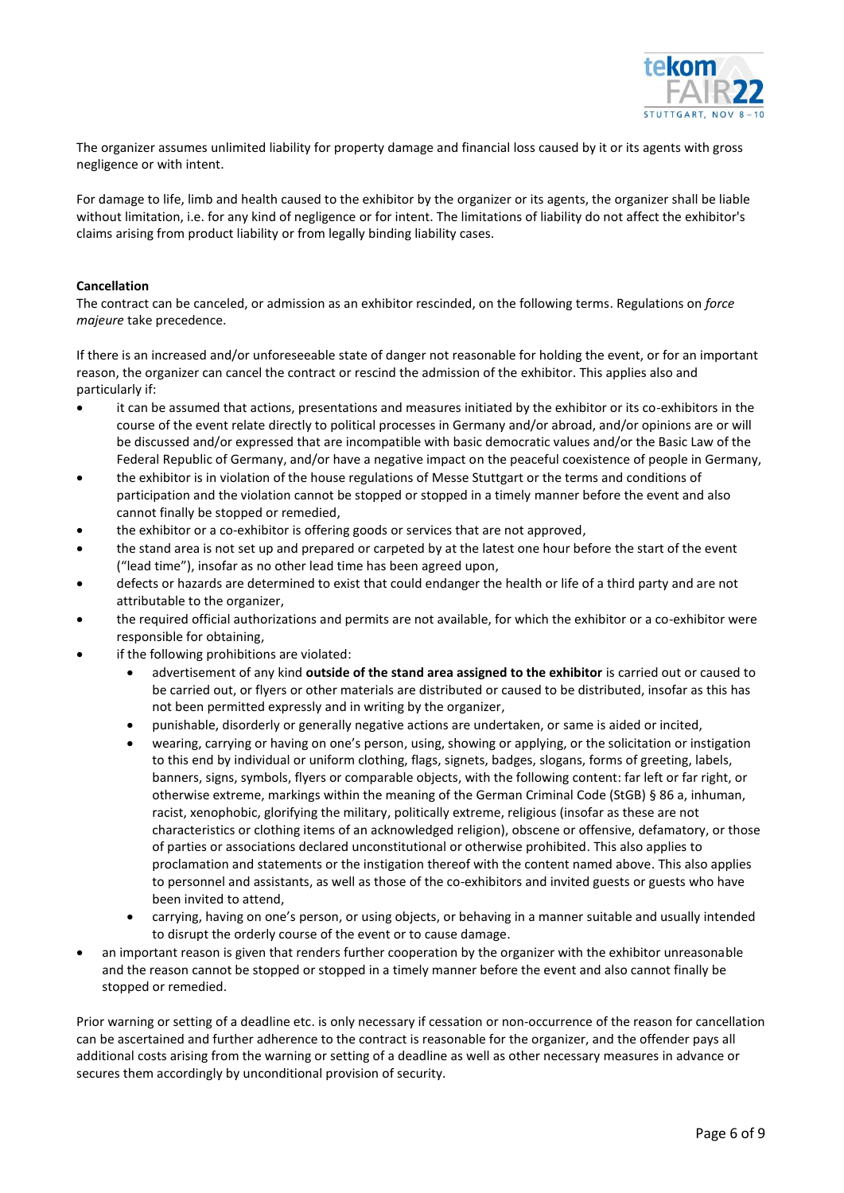The organizer assumes unlimited liability for property damage and financial loss caused by it or its agents with gross negligence or with intent.

For damage to life, limb and health caused to the exhibitor by the organizer or its agents, the organizer shall be liable without limitation, i.e. for any kind of negligence or for intent. The limitations of liability do not affect the exhibitor's claims arising from product liability or from legally binding liability cases.

**Cancellation**

The contract can be canceled, or admission as an exhibitor rescinded, on the following terms. Regulations on *force majeure* take precedence.

If there is an increased and/or unforeseeable state of danger not reasonable for holding the event, or for an important reason, the organizer can cancel the contract or rescind the admission of the exhibitor. This applies also and particularly if:

- it can be assumed that actions, presentations and measures initiated by the exhibitor or its co-exhibitors in the course of the event relate directly to political processes in Germany and/or abroad, and/or opinions are or will be discussed and/or expressed that are incompatible with basic democratic values and/or the Basic Law of the Federal Republic of Germany, and/or have a negative impact on the peaceful coexistence of people in Germany,
- the exhibitor is in violation of the house regulations of Messe Stuttgart or the terms and conditions of participation and the violation cannot be stopped or stopped in a timely manner before the event and also cannot finally be stopped or remedied,
- the exhibitor or a co-exhibitor is offering goods or services that are not approved,
- the stand area is not set up and prepared or carpeted by at the latest one hour before the start of the event ("lead time"), insofar as no other lead time has been agreed upon,
- defects or hazards are determined to exist that could endanger the health or life of a third party and are not attributable to the organizer,
- the required official authorizations and permits are not available, for which the exhibitor or a co-exhibitor were responsible for obtaining,
- if the following prohibitions are violated:
  - advertisement of any kind **outside of the stand area assigned to the exhibitor** is carried out or caused to be carried out, or flyers or other materials are distributed or caused to be distributed, insofar as this has not been permitted expressly and in writing by the organizer,
  - punishable, disorderly or generally negative actions are undertaken, or same is aided or incited,
  - wearing, carrying or having on one's person, using, showing or applying, or the solicitation or instigation to this end by individual or uniform clothing, flags, signets, badges, slogans, forms of greeting, labels, banners, signs, symbols, flyers or comparable objects, with the following content: far left or far right, or otherwise extreme, markings within the meaning of the German Criminal Code (StGB) § 86 a, inhuman, racist, xenophobic, glorifying the military, politically extreme, religious (insofar as these are not characteristics or clothing items of an acknowledged religion), obscene or offensive, defamatory, or those of parties or associations declared unconstitutional or otherwise prohibited. This also applies to proclamation and statements or the instigation thereof with the content named above. This also applies to personnel and assistants, as well as those of the co-exhibitors and invited guests or guests who have been invited to attend,
  - carrying, having on one's person, or using objects, or behaving in a manner suitable and usually intended to disrupt the orderly course of the event or to cause damage.
- an important reason is given that renders further cooperation by the organizer with the exhibitor unreasonable and the reason cannot be stopped or stopped in a timely manner before the event and also cannot finally be stopped or remedied.

Prior warning or setting of a deadline etc. is only necessary if cessation or non-occurrence of the reason for cancellation can be ascertained and further adherence to the contract is reasonable for the organizer, and the offender pays all additional costs arising from the warning or setting of a deadline as well as other necessary measures in advance or secures them accordingly by unconditional provision of security.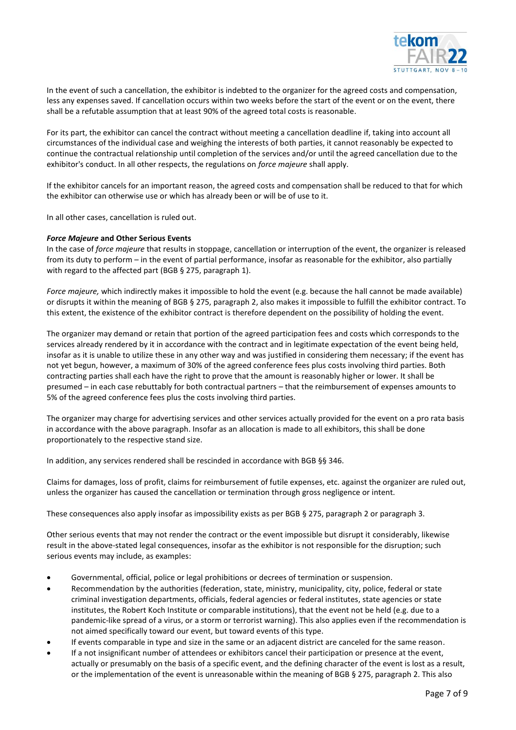In the event of such a cancellation, the exhibitor is indebted to the organizer for the agreed costs and compensation, less any expenses saved. If cancellation occurs within two weeks before the start of the event or on the event, there shall be a refutable assumption that at least 90% of the agreed total costs is reasonable.

For its part, the exhibitor can cancel the contract without meeting a cancellation deadline if, taking into account all circumstances of the individual case and weighing the interests of both parties, it cannot reasonably be expected to continue the contractual relationship until completion of the services and/or until the agreed cancellation due to the exhibitor's conduct. In all other respects, the regulations on *force majeure* shall apply.

If the exhibitor cancels for an important reason, the agreed costs and compensation shall be reduced to that for which the exhibitor can otherwise use or which has already been or will be of use to it.

In all other cases, cancellation is ruled out.

***Force Majeure* and Other Serious Events**

In the case of *force majeure* that results in stoppage, cancellation or interruption of the event, the organizer is released from its duty to perform – in the event of partial performance, insofar as reasonable for the exhibitor, also partially with regard to the affected part (BGB § 275, paragraph 1).

*Force majeure,* which indirectly makes it impossible to hold the event (e.g. because the hall cannot be made available) or disrupts it within the meaning of BGB § 275, paragraph 2, also makes it impossible to fulfill the exhibitor contract. To this extent, the existence of the exhibitor contract is therefore dependent on the possibility of holding the event.

The organizer may demand or retain that portion of the agreed participation fees and costs which corresponds to the services already rendered by it in accordance with the contract and in legitimate expectation of the event being held, insofar as it is unable to utilize these in any other way and was justified in considering them necessary; if the event has not yet begun, however, a maximum of 30% of the agreed conference fees plus costs involving third parties. Both contracting parties shall each have the right to prove that the amount is reasonably higher or lower. It shall be presumed – in each case rebuttably for both contractual partners – that the reimbursement of expenses amounts to 5% of the agreed conference fees plus the costs involving third parties.

The organizer may charge for advertising services and other services actually provided for the event on a pro rata basis in accordance with the above paragraph. Insofar as an allocation is made to all exhibitors, this shall be done proportionately to the respective stand size.

In addition, any services rendered shall be rescinded in accordance with BGB §§ 346.

Claims for damages, loss of profit, claims for reimbursement of futile expenses, etc. against the organizer are ruled out, unless the organizer has caused the cancellation or termination through gross negligence or intent.

These consequences also apply insofar as impossibility exists as per BGB § 275, paragraph 2 or paragraph 3.

Other serious events that may not render the contract or the event impossible but disrupt it considerably, likewise result in the above-stated legal consequences, insofar as the exhibitor is not responsible for the disruption; such serious events may include, as examples:

- Governmental, official, police or legal prohibitions or decrees of termination or suspension.
- Recommendation by the authorities (federation, state, ministry, municipality, city, police, federal or state criminal investigation departments, officials, federal agencies or federal institutes, state agencies or state institutes, the Robert Koch Institute or comparable institutions), that the event not be held (e.g. due to a pandemic-like spread of a virus, or a storm or terrorist warning). This also applies even if the recommendation is not aimed specifically toward our event, but toward events of this type.
- If events comparable in type and size in the same or an adjacent district are canceled for the same reason.
- If a not insignificant number of attendees or exhibitors cancel their participation or presence at the event, actually or presumably on the basis of a specific event, and the defining character of the event is lost as a result, or the implementation of the event is unreasonable within the meaning of BGB § 275, paragraph 2. This also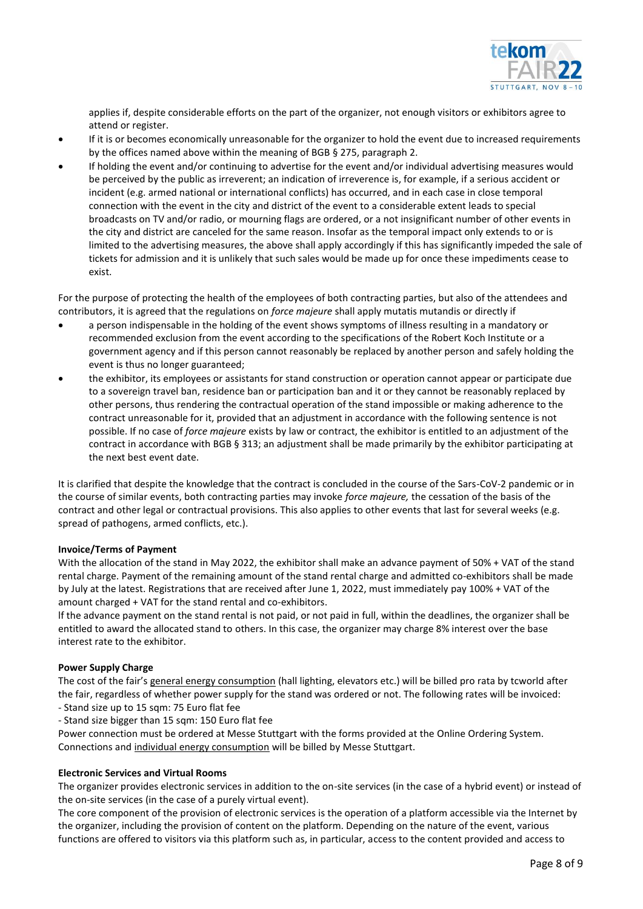applies if, despite considerable efforts on the part of the organizer, not enough visitors or exhibitors agree to attend or register.

- If it is or becomes economically unreasonable for the organizer to hold the event due to increased requirements by the offices named above within the meaning of BGB § 275, paragraph 2.
- If holding the event and/or continuing to advertise for the event and/or individual advertising measures would be perceived by the public as irreverent; an indication of irreverence is, for example, if a serious accident or incident (e.g. armed national or international conflicts) has occurred, and in each case in close temporal connection with the event in the city and district of the event to a considerable extent leads to special broadcasts on TV and/or radio, or mourning flags are ordered, or a not insignificant number of other events in the city and district are canceled for the same reason. Insofar as the temporal impact only extends to or is limited to the advertising measures, the above shall apply accordingly if this has significantly impeded the sale of tickets for admission and it is unlikely that such sales would be made up for once these impediments cease to exist.

For the purpose of protecting the health of the employees of both contracting parties, but also of the attendees and contributors, it is agreed that the regulations on *force majeure* shall apply mutatis mutandis or directly if

- a person indispensable in the holding of the event shows symptoms of illness resulting in a mandatory or recommended exclusion from the event according to the specifications of the Robert Koch Institute or a government agency and if this person cannot reasonably be replaced by another person and safely holding the event is thus no longer guaranteed;
- the exhibitor, its employees or assistants for stand construction or operation cannot appear or participate due to a sovereign travel ban, residence ban or participation ban and it or they cannot be reasonably replaced by other persons, thus rendering the contractual operation of the stand impossible or making adherence to the contract unreasonable for it, provided that an adjustment in accordance with the following sentence is not possible. If no case of *force majeure* exists by law or contract, the exhibitor is entitled to an adjustment of the contract in accordance with BGB § 313; an adjustment shall be made primarily by the exhibitor participating at the next best event date.

It is clarified that despite the knowledge that the contract is concluded in the course of the Sars-CoV-2 pandemic or in the course of similar events, both contracting parties may invoke *force majeure,* the cessation of the basis of the contract and other legal or contractual provisions. This also applies to other events that last for several weeks (e.g. spread of pathogens, armed conflicts, etc.).

**Invoice/Terms of Payment**

With the allocation of the stand in May 2022, the exhibitor shall make an advance payment of 50% + VAT of the stand rental charge. Payment of the remaining amount of the stand rental charge and admitted co-exhibitors shall be made by July at the latest. Registrations that are received after June 1, 2022, must immediately pay 100% + VAT of the amount charged + VAT for the stand rental and co-exhibitors.

If the advance payment on the stand rental is not paid, or not paid in full, within the deadlines, the organizer shall be entitled to award the allocated stand to others. In this case, the organizer may charge 8% interest over the base interest rate to the exhibitor.

**Power Supply Charge**

The cost of the fair's general energy consumption (hall lighting, elevators etc.) will be billed pro rata by tcworld after the fair, regardless of whether power supply for the stand was ordered or not. The following rates will be invoiced:

- Stand size up to 15 sqm: 75 Euro flat fee
- Stand size bigger than 15 sqm: 150 Euro flat fee

Power connection must be ordered at Messe Stuttgart with the forms provided at the Online Ordering System. Connections and individual energy consumption will be billed by Messe Stuttgart.

**Electronic Services and Virtual Rooms**

The organizer provides electronic services in addition to the on-site services (in the case of a hybrid event) or instead of the on-site services (in the case of a purely virtual event).

The core component of the provision of electronic services is the operation of a platform accessible via the Internet by the organizer, including the provision of content on the platform. Depending on the nature of the event, various functions are offered to visitors via this platform such as, in particular, access to the content provided and access to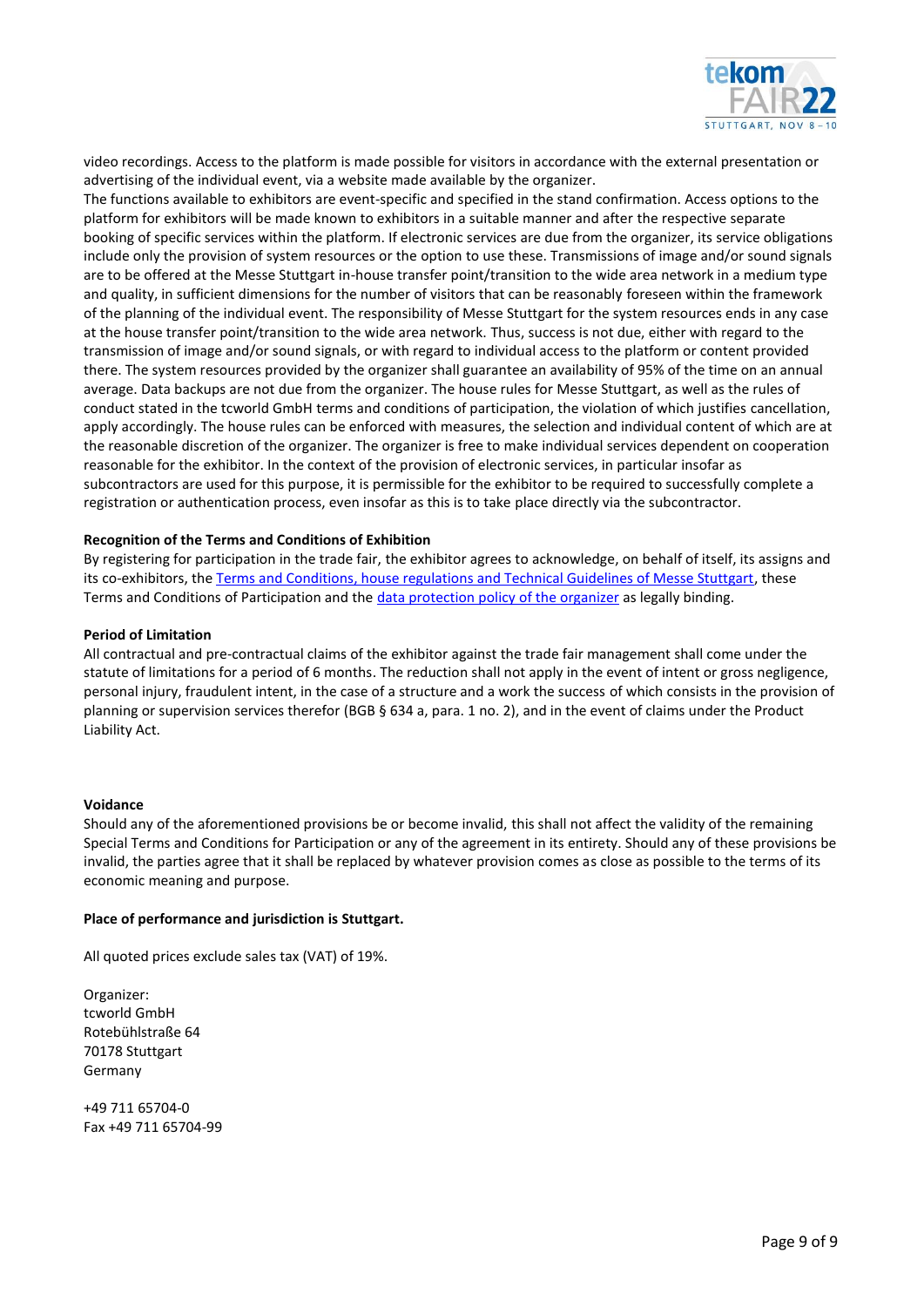video recordings. Access to the platform is made possible for visitors in accordance with the external presentation or advertising of the individual event, via a website made available by the organizer.
The functions available to exhibitors are event-specific and specified in the stand confirmation. Access options to the platform for exhibitors will be made known to exhibitors in a suitable manner and after the respective separate booking of specific services within the platform. If electronic services are due from the organizer, its service obligations include only the provision of system resources or the option to use these. Transmissions of image and/or sound signals are to be offered at the Messe Stuttgart in-house transfer point/transition to the wide area network in a medium type and quality, in sufficient dimensions for the number of visitors that can be reasonably foreseen within the framework of the planning of the individual event. The responsibility of Messe Stuttgart for the system resources ends in any case at the house transfer point/transition to the wide area network. Thus, success is not due, either with regard to the transmission of image and/or sound signals, or with regard to individual access to the platform or content provided there. The system resources provided by the organizer shall guarantee an availability of 95% of the time on an annual average. Data backups are not due from the organizer. The house rules for Messe Stuttgart, as well as the rules of conduct stated in the tcworld GmbH terms and conditions of participation, the violation of which justifies cancellation, apply accordingly. The house rules can be enforced with measures, the selection and individual content of which are at the reasonable discretion of the organizer. The organizer is free to make individual services dependent on cooperation reasonable for the exhibitor. In the context of the provision of electronic services, in particular insofar as subcontractors are used for this purpose, it is permissible for the exhibitor to be required to successfully complete a registration or authentication process, even insofar as this is to take place directly via the subcontractor.

**Recognition of the Terms and Conditions of Exhibition**

By registering for participation in the trade fair, the exhibitor agrees to acknowledge, on behalf of itself, its assigns and its co-exhibitors, the Terms and Conditions, house regulations and Technical Guidelines of Messe Stuttgart, these Terms and Conditions of Participation and the data protection policy of the organizer as legally binding.

**Period of Limitation**

All contractual and pre-contractual claims of the exhibitor against the trade fair management shall come under the statute of limitations for a period of 6 months. The reduction shall not apply in the event of intent or gross negligence, personal injury, fraudulent intent, in the case of a structure and a work the success of which consists in the provision of planning or supervision services therefor (BGB § 634 a, para. 1 no. 2), and in the event of claims under the Product Liability Act.

**Voidance**

Should any of the aforementioned provisions be or become invalid, this shall not affect the validity of the remaining Special Terms and Conditions for Participation or any of the agreement in its entirety. Should any of these provisions be invalid, the parties agree that it shall be replaced by whatever provision comes as close as possible to the terms of its economic meaning and purpose.

**Place of performance and jurisdiction is Stuttgart.**

All quoted prices exclude sales tax (VAT) of 19%.

Organizer:
tcworld GmbH
Rotebühlstraße 64
70178 Stuttgart
Germany

+49 711 65704-0
Fax +49 711 65704-99